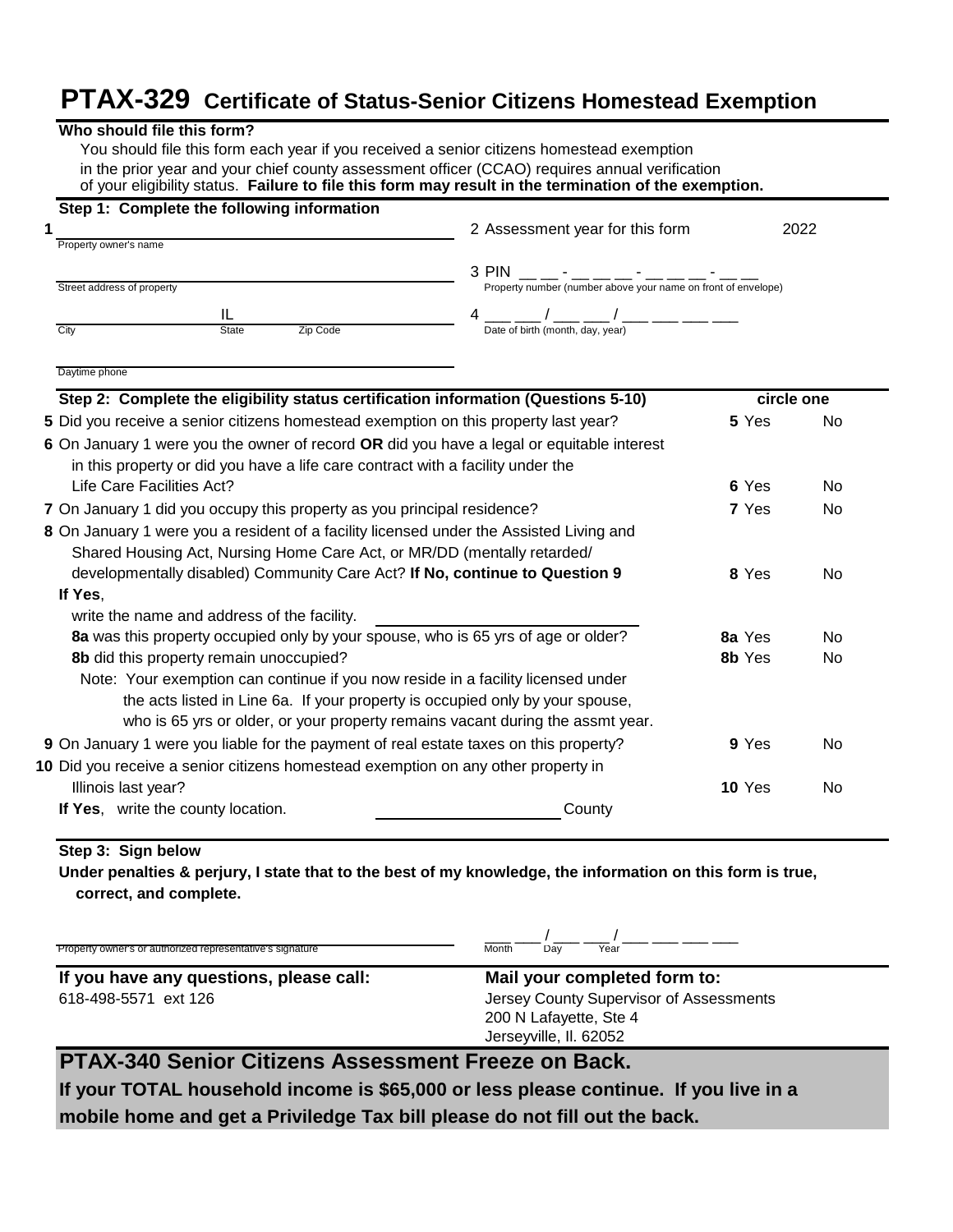# PTAX-329 Certificate of Status-Senior Citizens Homestead Exemption

**Who should file this form?**

You should file this form each year if you received a senior citizens homestead exemption in the prior year and your chief county assessment officer (CCAO) requires annual verification of your eligibility status. **Failure to file this form may result in the termination of the exemption.**

**Step 1: Complete the following information**

1 ______________________________
Property owner's name

______________________________
Street address of property

______________ IL ______________
City State Zip Code

______________________________
Daytime phone

2 Assessment year for this form 2022

3 PIN __ __ - __ __ __ - __ __ __ - __ __
Property number (number above your name on front of envelope)

4 ___ ___ / ___ ___ / ___ ___ ___ ___
Date of birth (month, day, year)

**Step 2: Complete the eligibility status certification information (Questions 5-10)** — **circle one**

**5** Did you receive a senior citizens homestead exemption on this property last year? — **5** Yes No

**6** On January 1 were you the owner of record **OR** did you have a legal or equitable interest in this property or did you have a life care contract with a facility under the Life Care Facilities Act? — **6** Yes No

**7** On January 1 did you occupy this property as you principal residence? — **7** Yes No

**8** On January 1 were you a resident of a facility licensed under the Assisted Living and Shared Housing Act, Nursing Home Care Act, or MR/DD (mentally retarded/ developmentally disabled) Community Care Act? **If No, continue to Question 9** — **8** Yes No

**If Yes**,
write the name and address of the facility. ______________________________

**8a** was this property occupied only by your spouse, who is 65 yrs of age or older? — **8a** Yes No

**8b** did this property remain unoccupied? — **8b** Yes No

Note: Your exemption can continue if you now reside in a facility licensed under the acts listed in Line 6a. If your property is occupied only by your spouse, who is 65 yrs or older, or your property remains vacant during the assmt year.

**9** On January 1 were you liable for the payment of real estate taxes on this property? — **9** Yes No

**10** Did you receive a senior citizens homestead exemption on any other property in Illinois last year? — **10** Yes No

**If Yes**, write the county location. ____________________ County

**Step 3: Sign below**

**Under penalties & perjury, I state that to the best of my knowledge, the information on this form is true, correct, and complete.**

______________________________
Property owner's or authorized representative's signature

___ ___ / ___ ___ / ___ ___ ___ ___
Month Day Year

**If you have any questions, please call:**
618-498-5571 ext 126

**Mail your completed form to:**
Jersey County Supervisor of Assessments
200 N Lafayette, Ste 4
Jerseyville, Il. 62052

## PTAX-340 Senior Citizens Assessment Freeze on Back.

**If your TOTAL household income is $65,000 or less please continue. If you live in a mobile home and get a Priviledge Tax bill please do not fill out the back.**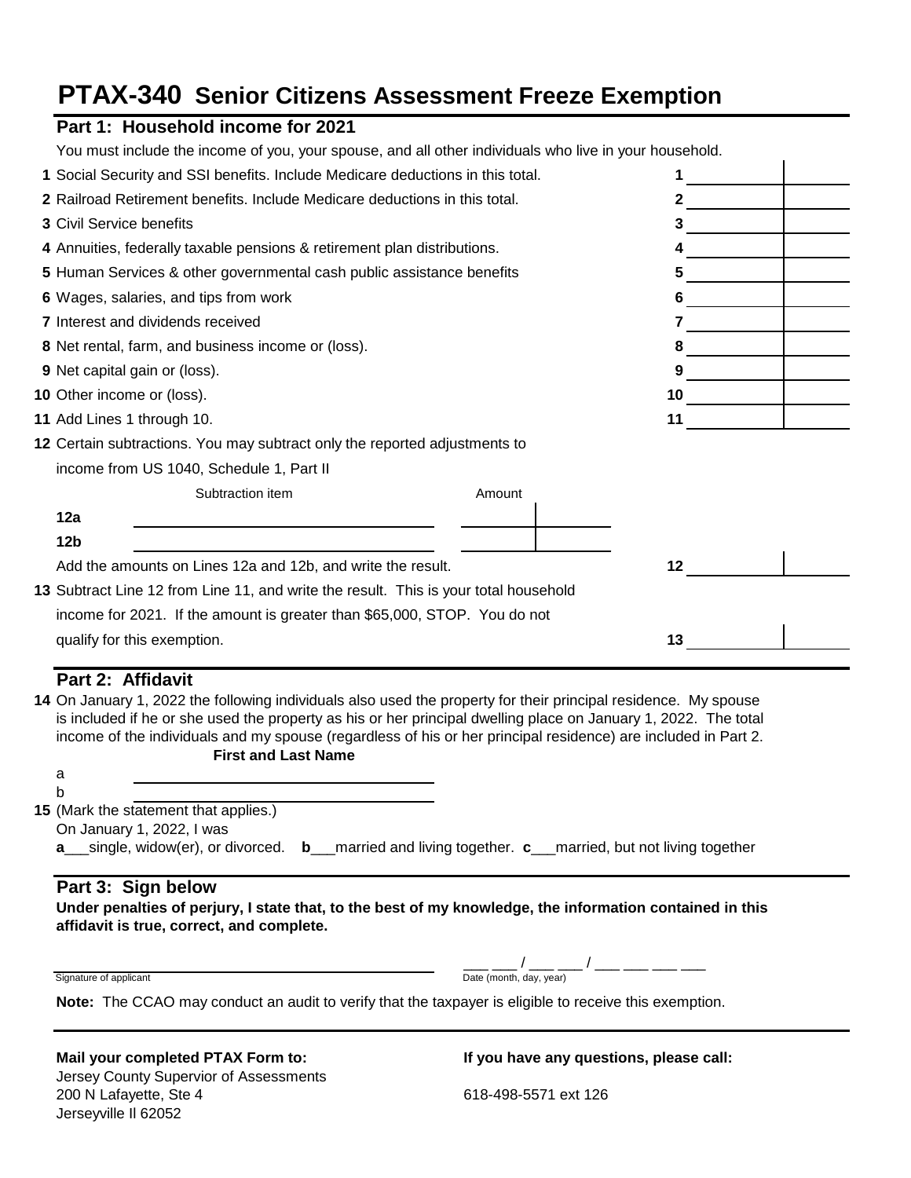# PTAX-340 Senior Citizens Assessment Freeze Exemption

## Part 1: Household income for 2021

You must include the income of you, your spouse, and all other individuals who live in your household.

| | | | |
|---|---|---|---|
| **1** Social Security and SSI benefits. Include Medicare deductions in this total. | **1** | | |
| **2** Railroad Retirement benefits. Include Medicare deductions in this total. | **2** | | |
| **3** Civil Service benefits | **3** | | |
| **4** Annuities, federally taxable pensions & retirement plan distributions. | **4** | | |
| **5** Human Services & other governmental cash public assistance benefits | **5** | | |
| **6** Wages, salaries, and tips from work | **6** | | |
| **7** Interest and dividends received | **7** | | |
| **8** Net rental, farm, and business income or (loss). | **8** | | |
| **9** Net capital gain or (loss). | **9** | | |
| **10** Other income or (loss). | **10** | | |
| **11** Add Lines 1 through 10. | **11** | | |

**12** Certain subtractions. You may subtract only the reported adjustments to income from US 1040, Schedule 1, Part II

| | Subtraction item | Amount | |
|---|---|---|---|
| **12a** | | | |
| **12b** | | | |

Add the amounts on Lines 12a and 12b, and write the result. **12** ______

**13** Subtract Line 12 from Line 11, and write the result. This is your total household income for 2021. If the amount is greater than $65,000, STOP. You do not qualify for this exemption. **13** ______

## Part 2: Affidavit

**14** On January 1, 2022 the following individuals also used the property for their principal residence. My spouse is included if he or she used the property as his or her principal dwelling place on January 1, 2022. The total income of the individuals and my spouse (regardless of his or her principal residence) are included in Part 2.

**First and Last Name**

a ______________________________

b ______________________________

**15** (Mark the statement that applies.)

On January 1, 2022, I was

**a**___single, widow(er), or divorced. **b**___married and living together. **c**___married, but not living together

## Part 3: Sign below

**Under penalties of perjury, I state that, to the best of my knowledge, the information contained in this affidavit is true, correct, and complete.**

______________________________ ___ ___ / ___ ___ / ___ ___ ___ ___

Signature of applicant Date (month, day, year)

**Note:** The CCAO may conduct an audit to verify that the taxpayer is eligible to receive this exemption.

**Mail your completed PTAX Form to:**

Jersey County Supervior of Assessments
200 N Lafayette, Ste 4
Jerseyville Il 62052

**If you have any questions, please call:**

618-498-5571 ext 126